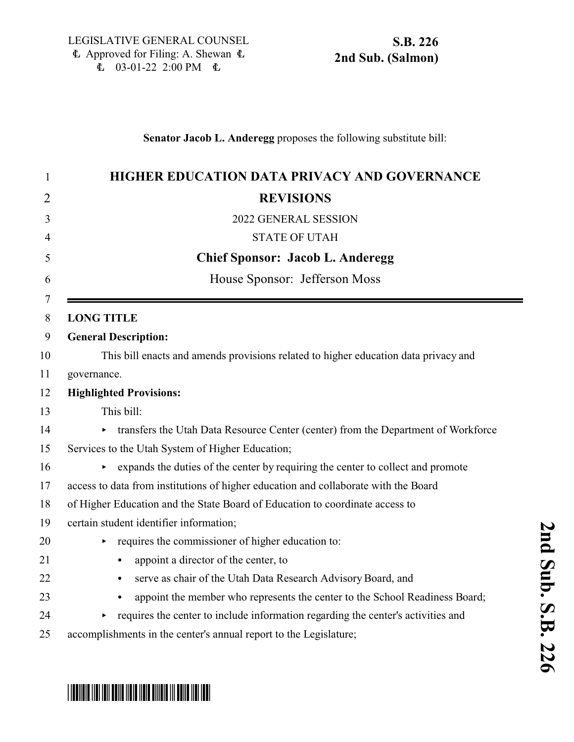LEGISLATIVE GENERAL COUNSEL
Approved for Filing: A. Shewan
03-01-22 2:00 PM

**S.B. 226**
**2nd Sub. (Salmon)**

**Senator Jacob L. Anderegg** proposes the following substitute bill:

# HIGHER EDUCATION DATA PRIVACY AND GOVERNANCE REVISIONS

2022 GENERAL SESSION

STATE OF UTAH

**Chief Sponsor: Jacob L. Anderegg**

House Sponsor: Jefferson Moss

**LONG TITLE**

**General Description:**

This bill enacts and amends provisions related to higher education data privacy and governance.

**Highlighted Provisions:**

This bill:

- transfers the Utah Data Resource Center (center) from the Department of Workforce Services to the Utah System of Higher Education;
- expands the duties of the center by requiring the center to collect and promote access to data from institutions of higher education and collaborate with the Board of Higher Education and the State Board of Education to coordinate access to certain student identifier information;
- requires the commissioner of higher education to:
  - appoint a director of the center, to
  - serve as chair of the Utah Data Research Advisory Board, and
  - appoint the member who represents the center to the School Readiness Board;
- requires the center to include information regarding the center's activities and accomplishments in the center's annual report to the Legislature;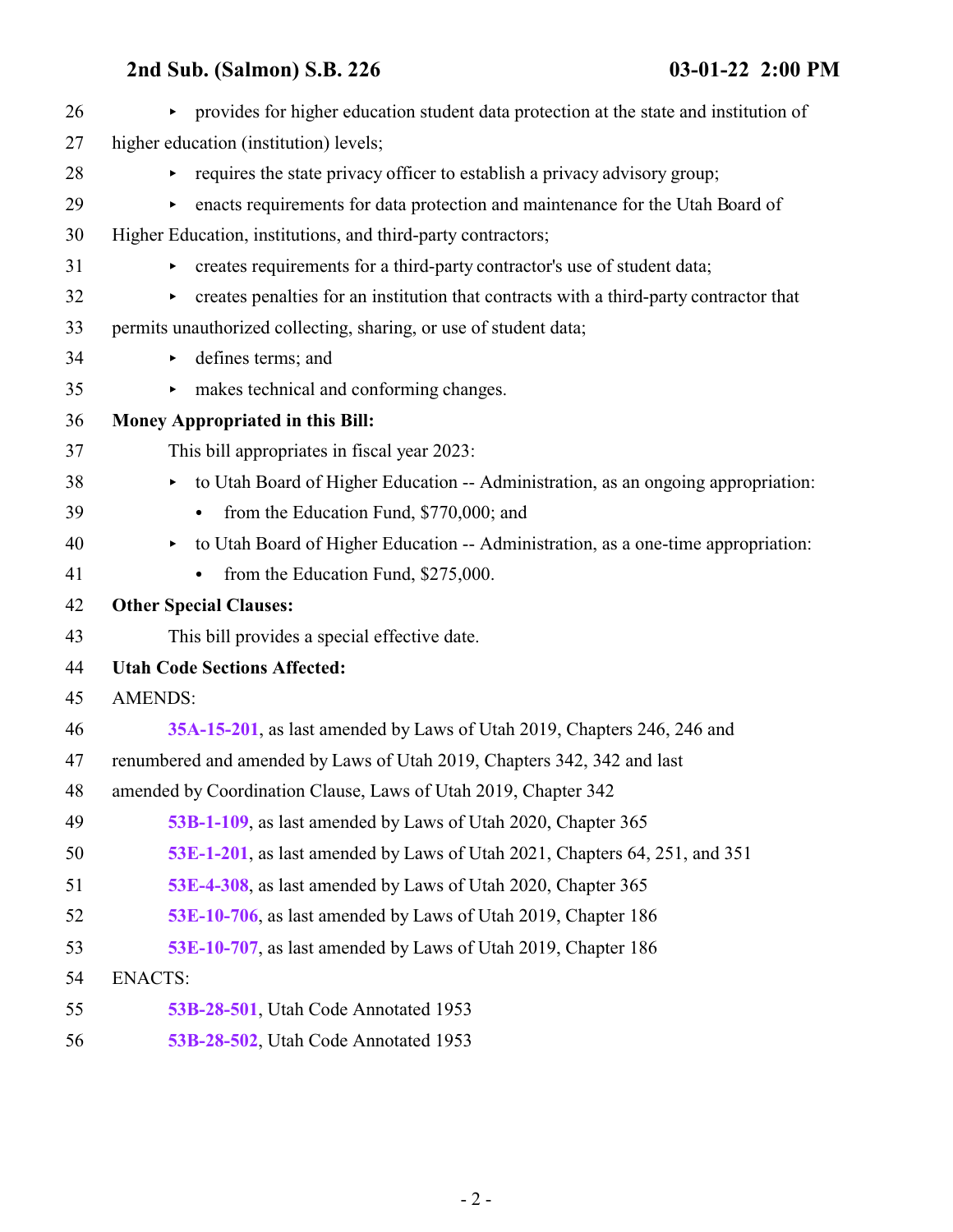- provides for higher education student data protection at the state and institution of higher education (institution) levels;
- requires the state privacy officer to establish a privacy advisory group;
- enacts requirements for data protection and maintenance for the Utah Board of Higher Education, institutions, and third-party contractors;
- creates requirements for a third-party contractor's use of student data;
- creates penalties for an institution that contracts with a third-party contractor that permits unauthorized collecting, sharing, or use of student data;
- defines terms; and
- makes technical and conforming changes.

**Money Appropriated in this Bill:**

This bill appropriates in fiscal year 2023:

- to Utah Board of Higher Education -- Administration, as an ongoing appropriation:
  - from the Education Fund, $770,000; and
- to Utah Board of Higher Education -- Administration, as a one-time appropriation:
  - from the Education Fund, $275,000.

**Other Special Clauses:**

This bill provides a special effective date.

**Utah Code Sections Affected:**

AMENDS:

**35A-15-201**, as last amended by Laws of Utah 2019, Chapters 246, 246 and renumbered and amended by Laws of Utah 2019, Chapters 342, 342 and last amended by Coordination Clause, Laws of Utah 2019, Chapter 342

**53B-1-109**, as last amended by Laws of Utah 2020, Chapter 365

**53E-1-201**, as last amended by Laws of Utah 2021, Chapters 64, 251, and 351

**53E-4-308**, as last amended by Laws of Utah 2020, Chapter 365

**53E-10-706**, as last amended by Laws of Utah 2019, Chapter 186

**53E-10-707**, as last amended by Laws of Utah 2019, Chapter 186

ENACTS:

**53B-28-501**, Utah Code Annotated 1953

**53B-28-502**, Utah Code Annotated 1953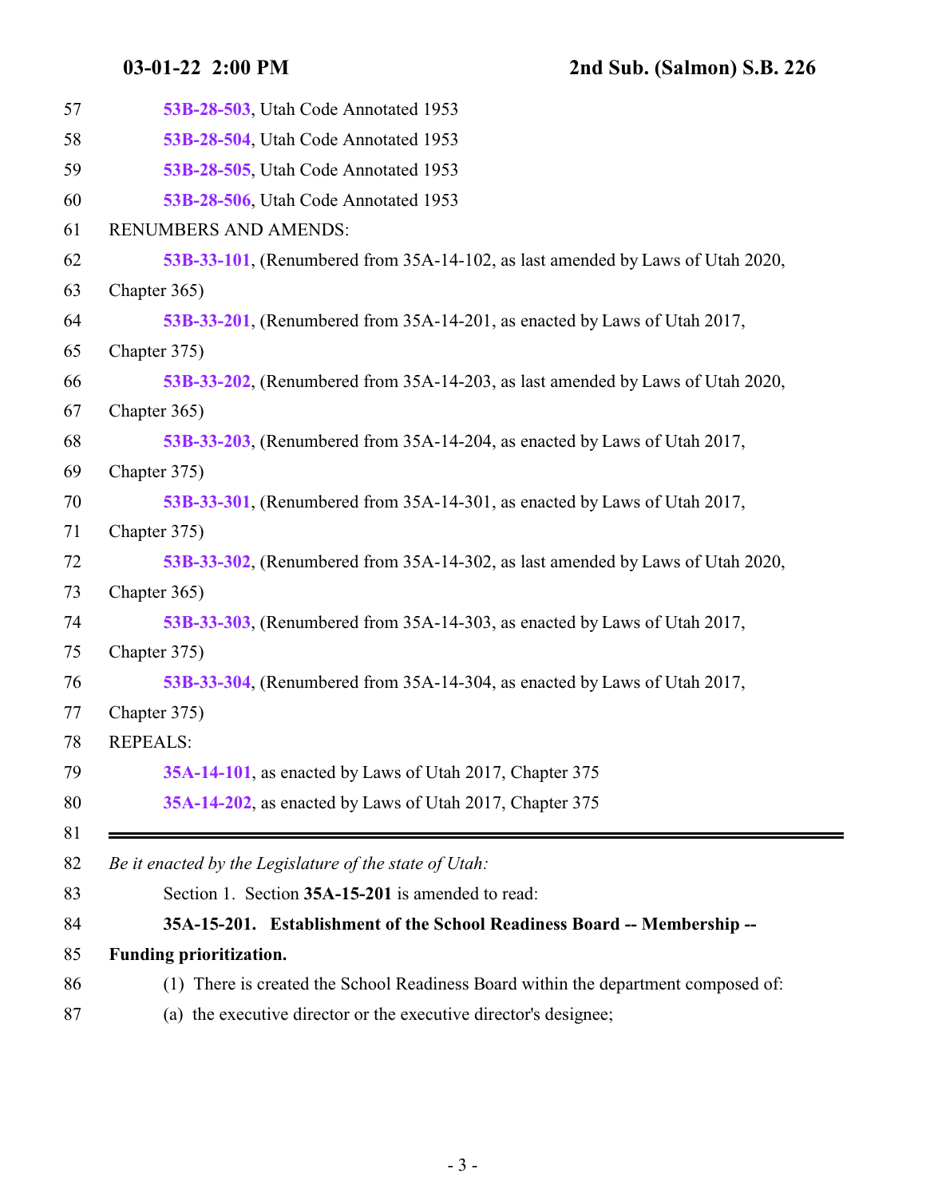53B-28-503, Utah Code Annotated 1953

53B-28-504, Utah Code Annotated 1953

53B-28-505, Utah Code Annotated 1953

53B-28-506, Utah Code Annotated 1953

RENUMBERS AND AMENDS:

53B-33-101, (Renumbered from 35A-14-102, as last amended by Laws of Utah 2020, Chapter 365)

53B-33-201, (Renumbered from 35A-14-201, as enacted by Laws of Utah 2017, Chapter 375)

53B-33-202, (Renumbered from 35A-14-203, as last amended by Laws of Utah 2020, Chapter 365)

53B-33-203, (Renumbered from 35A-14-204, as enacted by Laws of Utah 2017, Chapter 375)

53B-33-301, (Renumbered from 35A-14-301, as enacted by Laws of Utah 2017, Chapter 375)

53B-33-302, (Renumbered from 35A-14-302, as last amended by Laws of Utah 2020, Chapter 365)

53B-33-303, (Renumbered from 35A-14-303, as enacted by Laws of Utah 2017, Chapter 375)

53B-33-304, (Renumbered from 35A-14-304, as enacted by Laws of Utah 2017, Chapter 375)

REPEALS:

35A-14-101, as enacted by Laws of Utah 2017, Chapter 375

35A-14-202, as enacted by Laws of Utah 2017, Chapter 375

---

*Be it enacted by the Legislature of the state of Utah:*

Section 1. Section **35A-15-201** is amended to read:

**35A-15-201. Establishment of the School Readiness Board -- Membership -- Funding prioritization.**

(1) There is created the School Readiness Board within the department composed of:

(a) the executive director or the executive director's designee;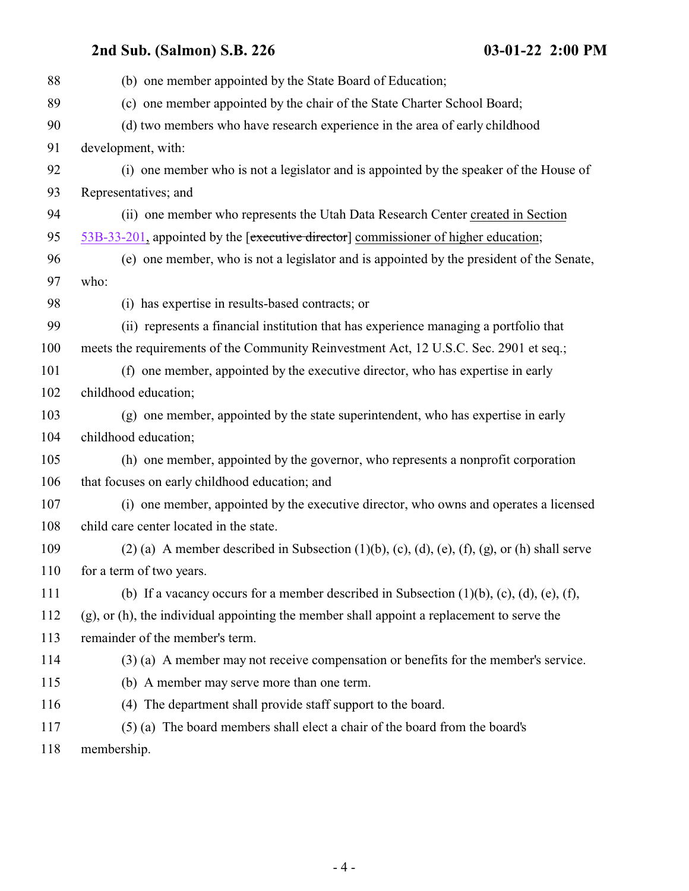(b) one member appointed by the State Board of Education;

(c) one member appointed by the chair of the State Charter School Board;

(d) two members who have research experience in the area of early childhood development, with:

(i) one member who is not a legislator and is appointed by the speaker of the House of Representatives; and

(ii) one member who represents the Utah Data Research Center created in Section 53B-33-201, appointed by the [~~executive director~~] commissioner of higher education;

(e) one member, who is not a legislator and is appointed by the president of the Senate, who:

(i) has expertise in results-based contracts; or

(ii) represents a financial institution that has experience managing a portfolio that meets the requirements of the Community Reinvestment Act, 12 U.S.C. Sec. 2901 et seq.;

(f) one member, appointed by the executive director, who has expertise in early childhood education;

(g) one member, appointed by the state superintendent, who has expertise in early childhood education;

(h) one member, appointed by the governor, who represents a nonprofit corporation that focuses on early childhood education; and

(i) one member, appointed by the executive director, who owns and operates a licensed child care center located in the state.

(2) (a) A member described in Subsection (1)(b), (c), (d), (e), (f), (g), or (h) shall serve for a term of two years.

(b) If a vacancy occurs for a member described in Subsection (1)(b), (c), (d), (e), (f), (g), or (h), the individual appointing the member shall appoint a replacement to serve the remainder of the member's term.

(3) (a) A member may not receive compensation or benefits for the member's service.

(b) A member may serve more than one term.

(4) The department shall provide staff support to the board.

(5) (a) The board members shall elect a chair of the board from the board's membership.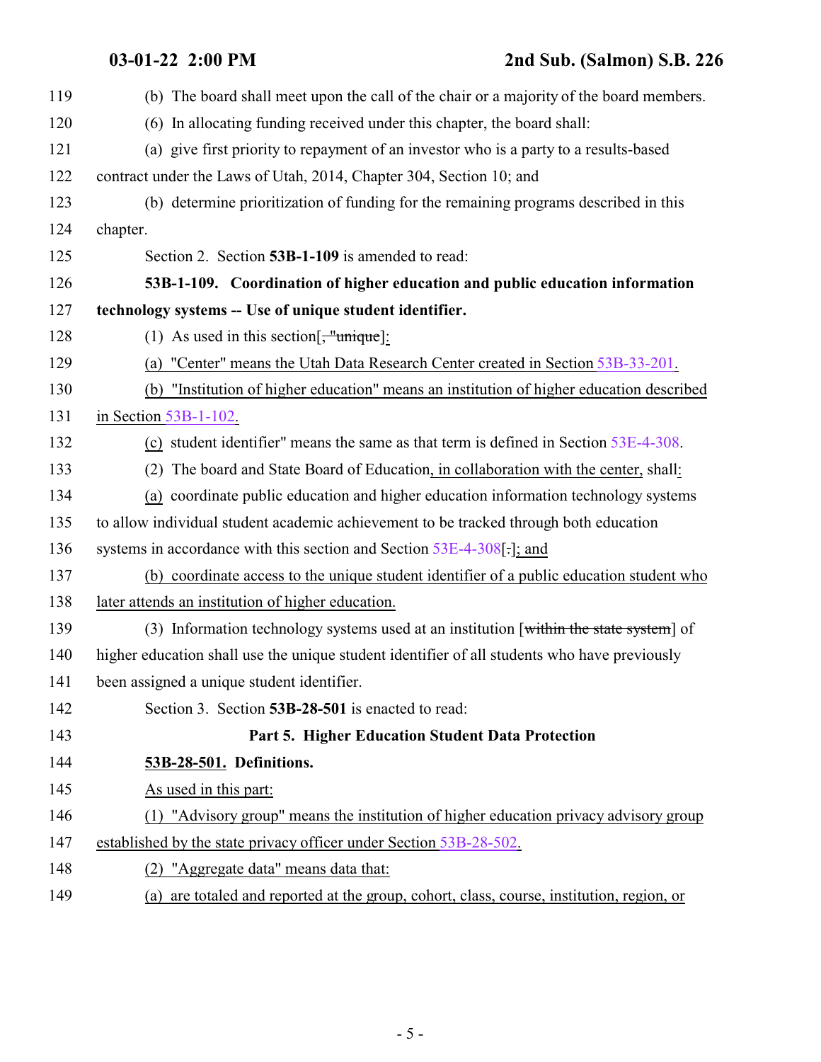119 (b) The board shall meet upon the call of the chair or a majority of the board members.

120 (6) In allocating funding received under this chapter, the board shall:

121 (a) give first priority to repayment of an investor who is a party to a results-based

122 contract under the Laws of Utah, 2014, Chapter 304, Section 10; and

123 (b) determine prioritization of funding for the remaining programs described in this

124 chapter.

125 Section 2. Section **53B-1-109** is amended to read:

126 **53B-1-109. Coordination of higher education and public education information**

127 **technology systems -- Use of unique student identifier.**

128 (1) As used in this section[~~, "unique~~]:

129 (a) "Center" means the Utah Data Research Center created in Section 53B-33-201.

130 (b) "Institution of higher education" means an institution of higher education described

131 in Section 53B-1-102.

132 (c) student identifier" means the same as that term is defined in Section 53E-4-308.

133 (2) The board and State Board of Education, in collaboration with the center, shall:

134 (a) coordinate public education and higher education information technology systems

135 to allow individual student academic achievement to be tracked through both education

136 systems in accordance with this section and Section 53E-4-308[~~.~~]; and

137 (b) coordinate access to the unique student identifier of a public education student who

138 later attends an institution of higher education.

139 (3) Information technology systems used at an institution [~~within the state system~~] of

140 higher education shall use the unique student identifier of all students who have previously

141 been assigned a unique student identifier.

142 Section 3. Section **53B-28-501** is enacted to read:

143 **Part 5. Higher Education Student Data Protection**

144 **53B-28-501. Definitions.**

145 As used in this part:

146 (1) "Advisory group" means the institution of higher education privacy advisory group

147 established by the state privacy officer under Section 53B-28-502.

148 (2) "Aggregate data" means data that:

149 (a) are totaled and reported at the group, cohort, class, course, institution, region, or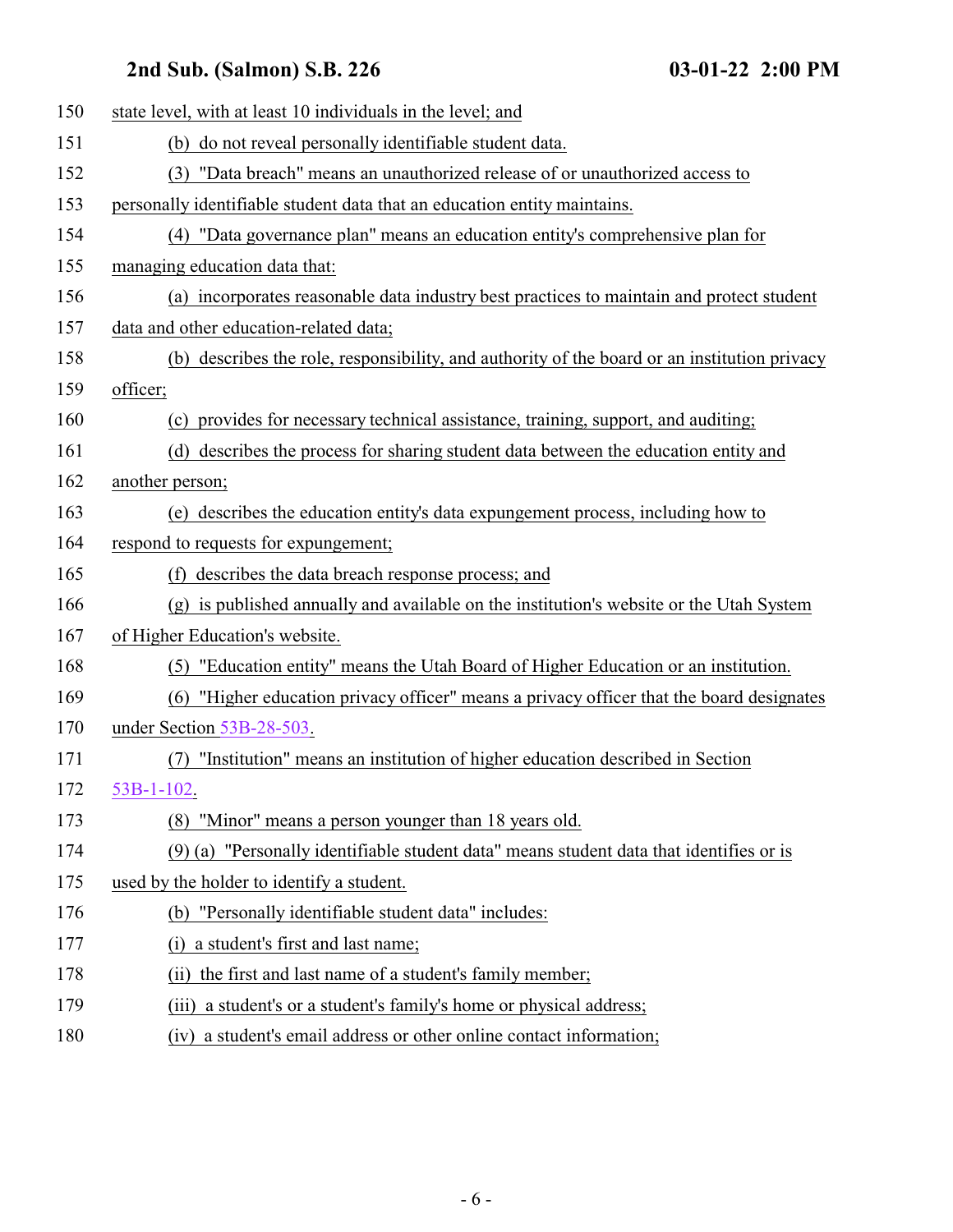state level, with at least 10 individuals in the level; and

(b) do not reveal personally identifiable student data.

(3) "Data breach" means an unauthorized release of or unauthorized access to personally identifiable student data that an education entity maintains.

(4) "Data governance plan" means an education entity's comprehensive plan for managing education data that:

(a) incorporates reasonable data industry best practices to maintain and protect student data and other education-related data;

(b) describes the role, responsibility, and authority of the board or an institution privacy officer;

(c) provides for necessary technical assistance, training, support, and auditing;

(d) describes the process for sharing student data between the education entity and another person;

(e) describes the education entity's data expungement process, including how to respond to requests for expungement;

(f) describes the data breach response process; and

(g) is published annually and available on the institution's website or the Utah System of Higher Education's website.

(5) "Education entity" means the Utah Board of Higher Education or an institution.

(6) "Higher education privacy officer" means a privacy officer that the board designates under Section 53B-28-503.

(7) "Institution" means an institution of higher education described in Section 53B-1-102.

(8) "Minor" means a person younger than 18 years old.

(9) (a) "Personally identifiable student data" means student data that identifies or is used by the holder to identify a student.

(b) "Personally identifiable student data" includes:

(i) a student's first and last name;

(ii) the first and last name of a student's family member;

(iii) a student's or a student's family's home or physical address;

(iv) a student's email address or other online contact information;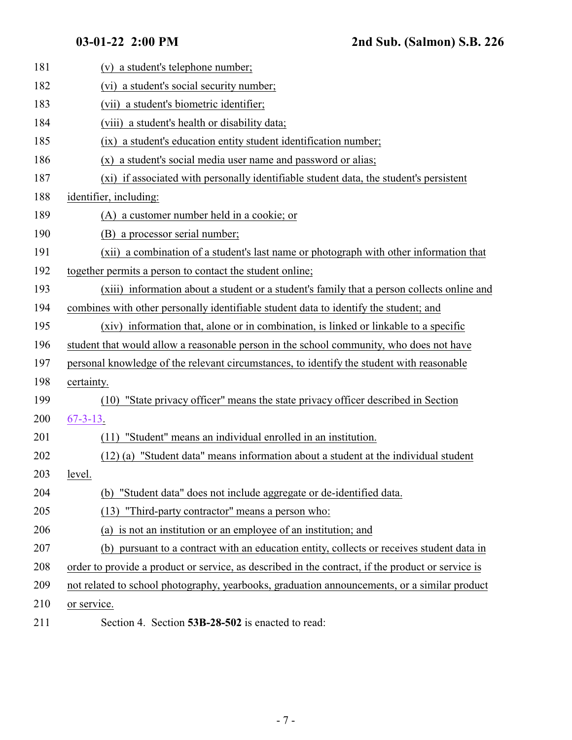(v) a student's telephone number;

(vi) a student's social security number;

(vii) a student's biometric identifier;

(viii) a student's health or disability data;

(ix) a student's education entity student identification number;

(x) a student's social media user name and password or alias;

(xi) if associated with personally identifiable student data, the student's persistent identifier, including:

(A) a customer number held in a cookie; or

(B) a processor serial number;

(xii) a combination of a student's last name or photograph with other information that together permits a person to contact the student online;

(xiii) information about a student or a student's family that a person collects online and combines with other personally identifiable student data to identify the student; and

(xiv) information that, alone or in combination, is linked or linkable to a specific student that would allow a reasonable person in the school community, who does not have personal knowledge of the relevant circumstances, to identify the student with reasonable certainty.

(10) "State privacy officer" means the state privacy officer described in Section 67-3-13.

(11) "Student" means an individual enrolled in an institution.

(12) (a) "Student data" means information about a student at the individual student level.

(b) "Student data" does not include aggregate or de-identified data.

(13) "Third-party contractor" means a person who:

(a) is not an institution or an employee of an institution; and

(b) pursuant to a contract with an education entity, collects or receives student data in order to provide a product or service, as described in the contract, if the product or service is not related to school photography, yearbooks, graduation announcements, or a similar product or service.

Section 4. Section **53B-28-502** is enacted to read: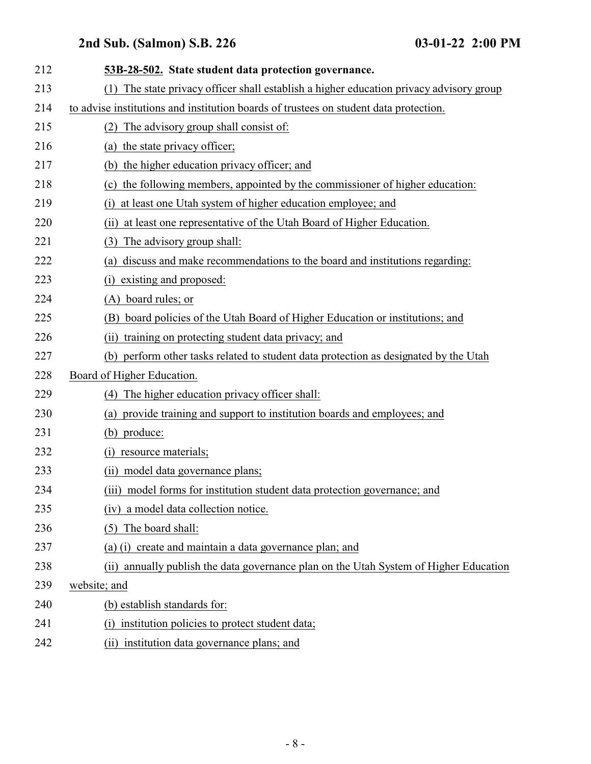**53B-28-502. State student data protection governance.**

(1) The state privacy officer shall establish a higher education privacy advisory group to advise institutions and institution boards of trustees on student data protection.

(2) The advisory group shall consist of:

(a) the state privacy officer;

(b) the higher education privacy officer; and

(c) the following members, appointed by the commissioner of higher education:

(i) at least one Utah system of higher education employee; and

(ii) at least one representative of the Utah Board of Higher Education.

(3) The advisory group shall:

(a) discuss and make recommendations to the board and institutions regarding:

(i) existing and proposed:

(A) board rules; or

(B) board policies of the Utah Board of Higher Education or institutions; and

(ii) training on protecting student data privacy; and

(b) perform other tasks related to student data protection as designated by the Utah Board of Higher Education.

(4) The higher education privacy officer shall:

(a) provide training and support to institution boards and employees; and

(b) produce:

(i) resource materials;

(ii) model data governance plans;

(iii) model forms for institution student data protection governance; and

(iv) a model data collection notice.

(5) The board shall:

(a) (i) create and maintain a data governance plan; and

(ii) annually publish the data governance plan on the Utah System of Higher Education website; and

(b) establish standards for:

(i) institution policies to protect student data;

(ii) institution data governance plans; and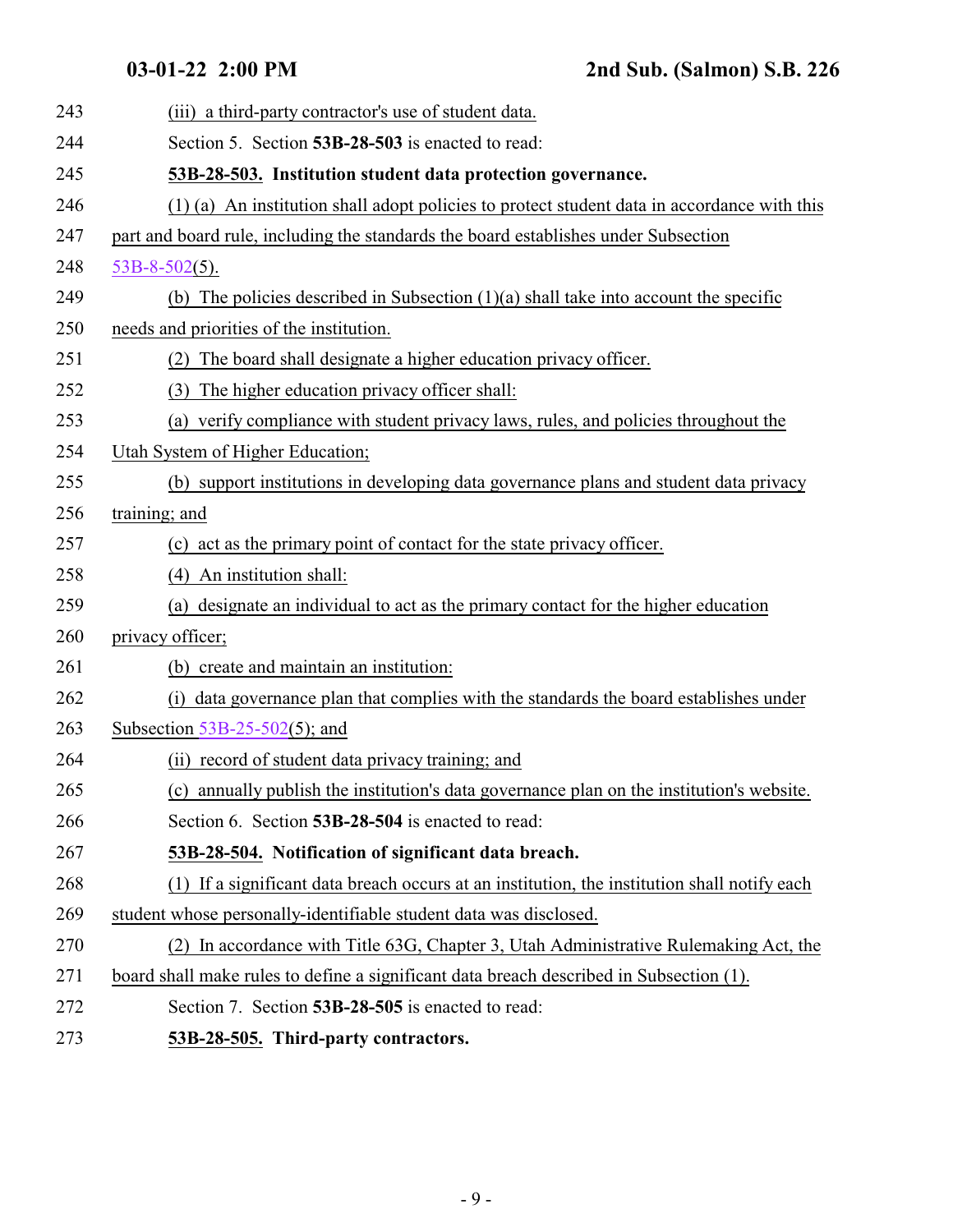(iii) a third-party contractor's use of student data.

Section 5. Section **53B-28-503** is enacted to read:

**53B-28-503. Institution student data protection governance.**

(1) (a) An institution shall adopt policies to protect student data in accordance with this part and board rule, including the standards the board establishes under Subsection 53B-8-502(5).

(b) The policies described in Subsection (1)(a) shall take into account the specific needs and priorities of the institution.

(2) The board shall designate a higher education privacy officer.

(3) The higher education privacy officer shall:

(a) verify compliance with student privacy laws, rules, and policies throughout the Utah System of Higher Education;

(b) support institutions in developing data governance plans and student data privacy training; and

(c) act as the primary point of contact for the state privacy officer.

(4) An institution shall:

(a) designate an individual to act as the primary contact for the higher education privacy officer;

(b) create and maintain an institution:

(i) data governance plan that complies with the standards the board establishes under Subsection 53B-25-502(5); and

(ii) record of student data privacy training; and

(c) annually publish the institution's data governance plan on the institution's website.

Section 6. Section **53B-28-504** is enacted to read:

**53B-28-504. Notification of significant data breach.**

(1) If a significant data breach occurs at an institution, the institution shall notify each student whose personally-identifiable student data was disclosed.

(2) In accordance with Title 63G, Chapter 3, Utah Administrative Rulemaking Act, the board shall make rules to define a significant data breach described in Subsection (1).

Section 7. Section **53B-28-505** is enacted to read:

**53B-28-505. Third-party contractors.**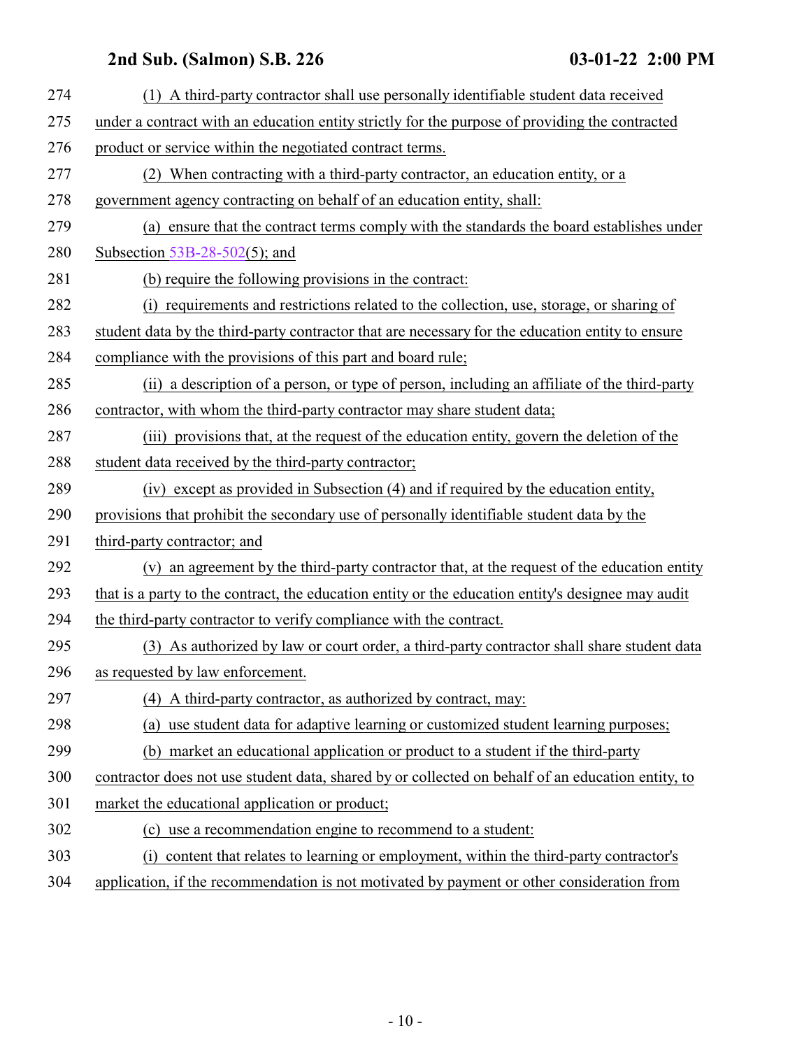(1) A third-party contractor shall use personally identifiable student data received under a contract with an education entity strictly for the purpose of providing the contracted product or service within the negotiated contract terms.

(2) When contracting with a third-party contractor, an education entity, or a government agency contracting on behalf of an education entity, shall:

(a) ensure that the contract terms comply with the standards the board establishes under Subsection 53B-28-502(5); and

(b) require the following provisions in the contract:

(i) requirements and restrictions related to the collection, use, storage, or sharing of student data by the third-party contractor that are necessary for the education entity to ensure compliance with the provisions of this part and board rule;

(ii) a description of a person, or type of person, including an affiliate of the third-party contractor, with whom the third-party contractor may share student data;

(iii) provisions that, at the request of the education entity, govern the deletion of the student data received by the third-party contractor;

(iv) except as provided in Subsection (4) and if required by the education entity, provisions that prohibit the secondary use of personally identifiable student data by the third-party contractor; and

(v) an agreement by the third-party contractor that, at the request of the education entity that is a party to the contract, the education entity or the education entity's designee may audit the third-party contractor to verify compliance with the contract.

(3) As authorized by law or court order, a third-party contractor shall share student data as requested by law enforcement.

(4) A third-party contractor, as authorized by contract, may:

(a) use student data for adaptive learning or customized student learning purposes;

(b) market an educational application or product to a student if the third-party contractor does not use student data, shared by or collected on behalf of an education entity, to market the educational application or product;

(c) use a recommendation engine to recommend to a student:

(i) content that relates to learning or employment, within the third-party contractor's application, if the recommendation is not motivated by payment or other consideration from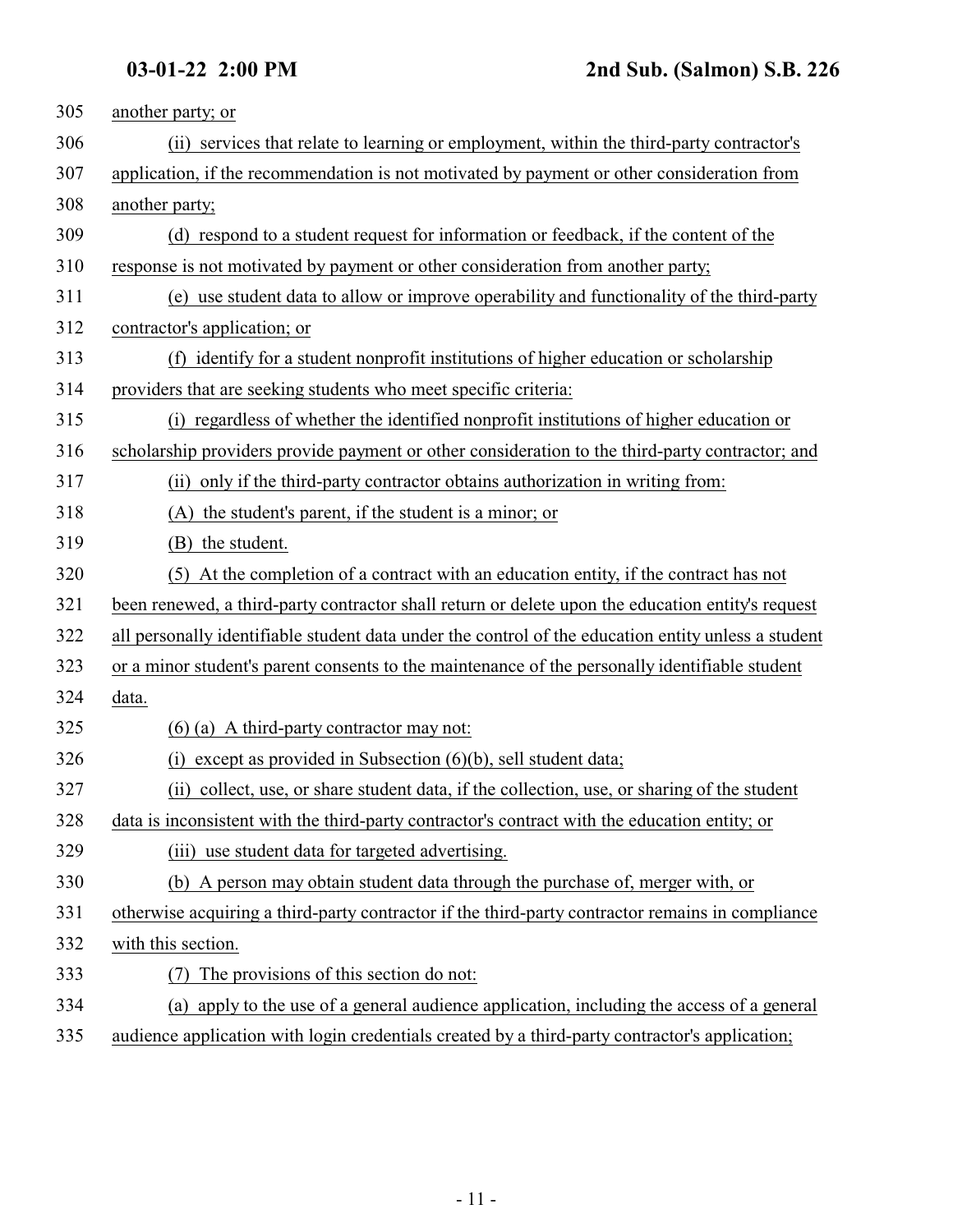another party; or

(ii) services that relate to learning or employment, within the third-party contractor's application, if the recommendation is not motivated by payment or other consideration from another party;

(d) respond to a student request for information or feedback, if the content of the response is not motivated by payment or other consideration from another party;

(e) use student data to allow or improve operability and functionality of the third-party contractor's application; or

(f) identify for a student nonprofit institutions of higher education or scholarship providers that are seeking students who meet specific criteria:

(i) regardless of whether the identified nonprofit institutions of higher education or scholarship providers provide payment or other consideration to the third-party contractor; and

(ii) only if the third-party contractor obtains authorization in writing from:

(A) the student's parent, if the student is a minor; or

(B) the student.

(5) At the completion of a contract with an education entity, if the contract has not been renewed, a third-party contractor shall return or delete upon the education entity's request all personally identifiable student data under the control of the education entity unless a student or a minor student's parent consents to the maintenance of the personally identifiable student data.

(6) (a) A third-party contractor may not:

(i) except as provided in Subsection (6)(b), sell student data;

(ii) collect, use, or share student data, if the collection, use, or sharing of the student data is inconsistent with the third-party contractor's contract with the education entity; or

(iii) use student data for targeted advertising.

(b) A person may obtain student data through the purchase of, merger with, or otherwise acquiring a third-party contractor if the third-party contractor remains in compliance with this section.

(7) The provisions of this section do not:

(a) apply to the use of a general audience application, including the access of a general audience application with login credentials created by a third-party contractor's application;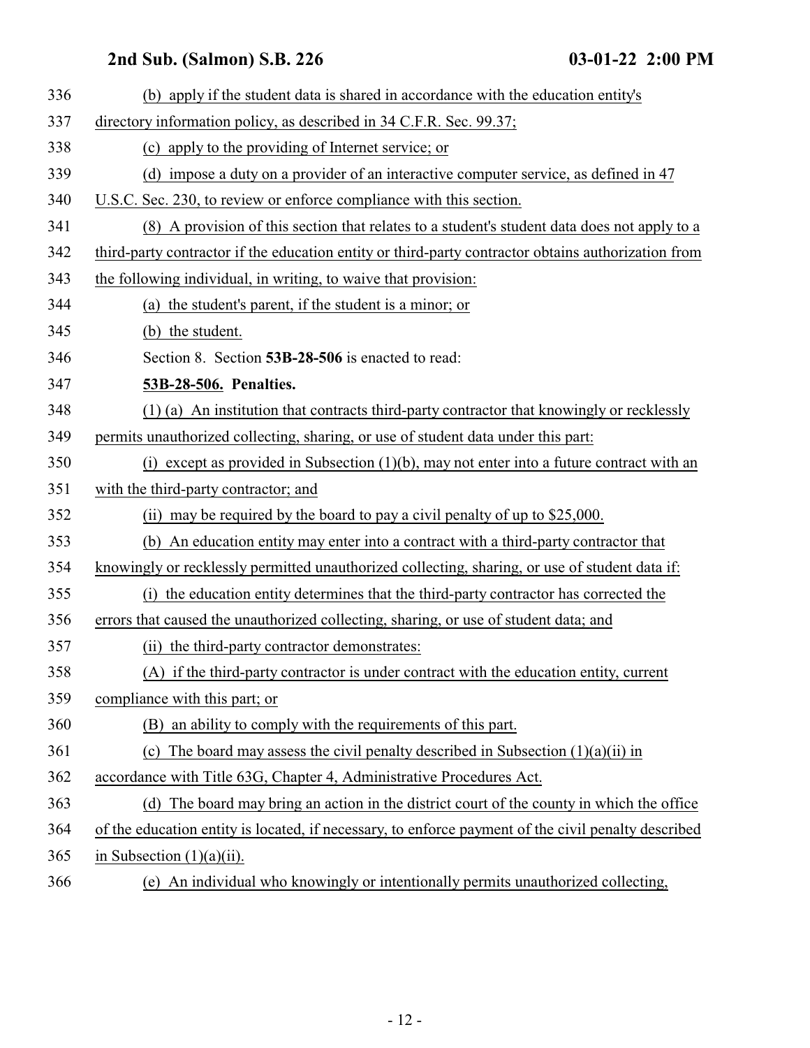(b) apply if the student data is shared in accordance with the education entity's directory information policy, as described in 34 C.F.R. Sec. 99.37;

(c) apply to the providing of Internet service; or

(d) impose a duty on a provider of an interactive computer service, as defined in 47 U.S.C. Sec. 230, to review or enforce compliance with this section.

(8) A provision of this section that relates to a student's student data does not apply to a third-party contractor if the education entity or third-party contractor obtains authorization from the following individual, in writing, to waive that provision:

(a) the student's parent, if the student is a minor; or

(b) the student.

Section 8. Section **53B-28-506** is enacted to read:

**53B-28-506. Penalties.**

(1) (a) An institution that contracts third-party contractor that knowingly or recklessly permits unauthorized collecting, sharing, or use of student data under this part:

(i) except as provided in Subsection (1)(b), may not enter into a future contract with an with the third-party contractor; and

(ii) may be required by the board to pay a civil penalty of up to $25,000.

(b) An education entity may enter into a contract with a third-party contractor that knowingly or recklessly permitted unauthorized collecting, sharing, or use of student data if:

(i) the education entity determines that the third-party contractor has corrected the errors that caused the unauthorized collecting, sharing, or use of student data; and

(ii) the third-party contractor demonstrates:

(A) if the third-party contractor is under contract with the education entity, current compliance with this part; or

(B) an ability to comply with the requirements of this part.

(c) The board may assess the civil penalty described in Subsection (1)(a)(ii) in accordance with Title 63G, Chapter 4, Administrative Procedures Act.

(d) The board may bring an action in the district court of the county in which the office of the education entity is located, if necessary, to enforce payment of the civil penalty described in Subsection (1)(a)(ii).

(e) An individual who knowingly or intentionally permits unauthorized collecting,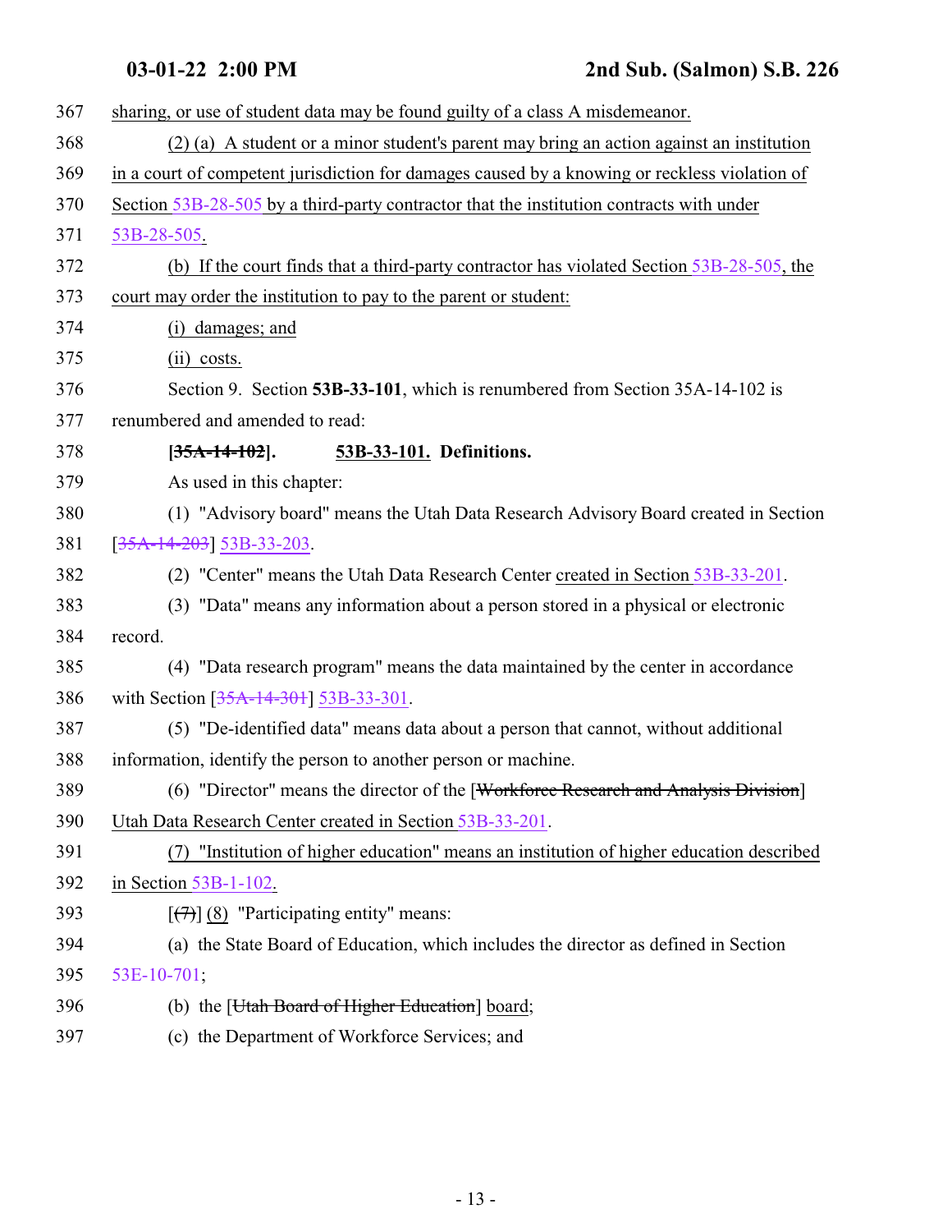367 sharing, or use of student data may be found guilty of a class A misdemeanor.

368 (2) (a) A student or a minor student's parent may bring an action against an institution

369 in a court of competent jurisdiction for damages caused by a knowing or reckless violation of

370 Section 53B-28-505 by a third-party contractor that the institution contracts with under

371 53B-28-505.

372 (b) If the court finds that a third-party contractor has violated Section 53B-28-505, the

373 court may order the institution to pay to the parent or student:

374 (i) damages; and

375 (ii) costs.

376 Section 9. Section **53B-33-101**, which is renumbered from Section 35A-14-102 is

377 renumbered and amended to read:

378 **[~~35A-14-102~~]. 53B-33-101. Definitions.**

379 As used in this chapter:

380 (1) "Advisory board" means the Utah Data Research Advisory Board created in Section

381 [~~35A-14-203~~] 53B-33-203.

382 (2) "Center" means the Utah Data Research Center created in Section 53B-33-201.

383 (3) "Data" means any information about a person stored in a physical or electronic

384 record.

385 (4) "Data research program" means the data maintained by the center in accordance

386 with Section [~~35A-14-301~~] 53B-33-301.

387 (5) "De-identified data" means data about a person that cannot, without additional

388 information, identify the person to another person or machine.

389 (6) "Director" means the director of the [~~Workforce Research and Analysis Division~~]

390 Utah Data Research Center created in Section 53B-33-201.

391 (7) "Institution of higher education" means an institution of higher education described

392 in Section 53B-1-102.

393 [~~(7)~~] (8) "Participating entity" means:

394 (a) the State Board of Education, which includes the director as defined in Section

395 53E-10-701;

396 (b) the [~~Utah Board of Higher Education~~] board;

397 (c) the Department of Workforce Services; and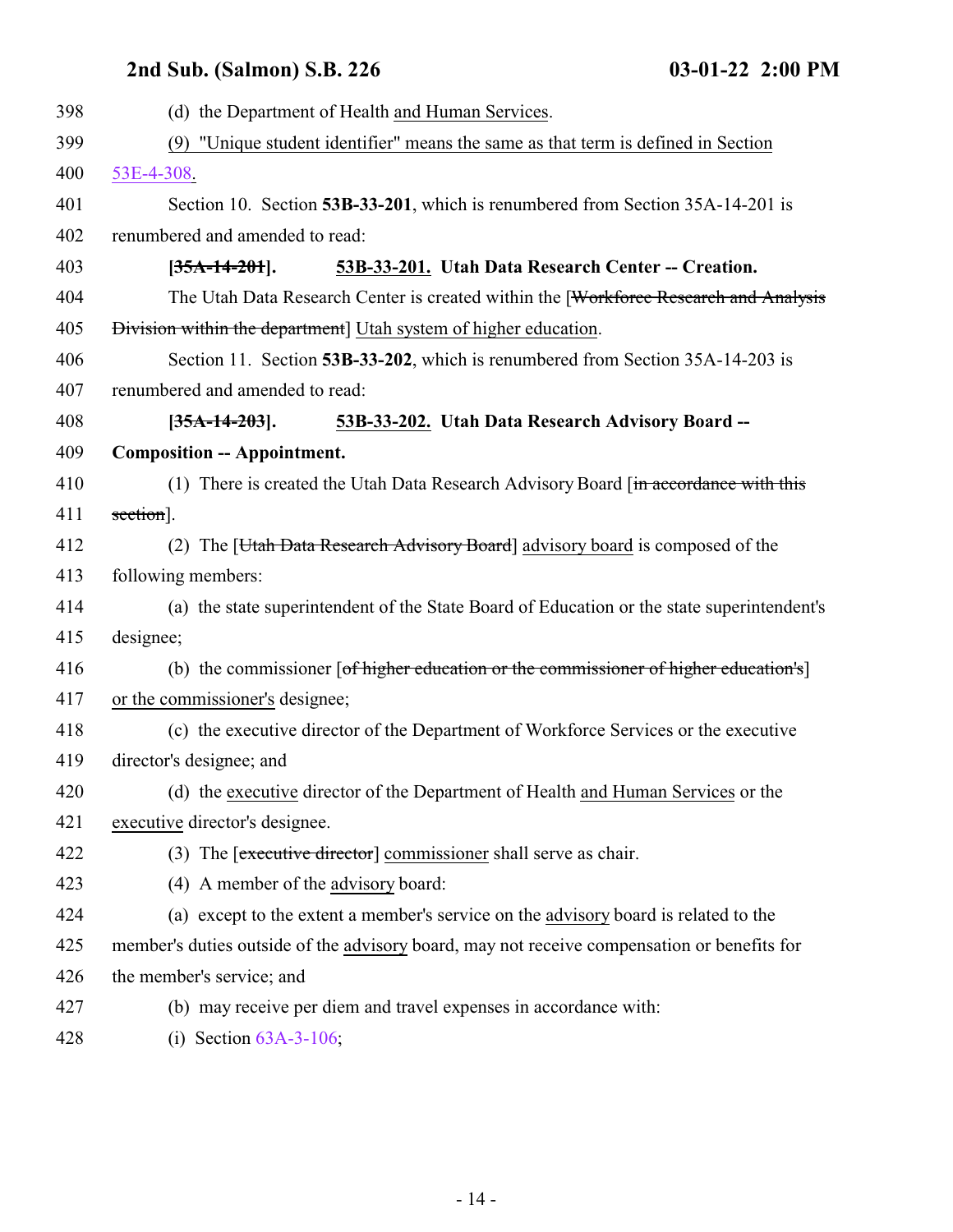398 (d) the Department of Health and Human Services.

399 (9) "Unique student identifier" means the same as that term is defined in Section

400 53E-4-308.

401 Section 10. Section **53B-33-201**, which is renumbered from Section 35A-14-201 is

402 renumbered and amended to read:

403 **[35A-14-201]. 53B-33-201. Utah Data Research Center -- Creation.**

404 The Utah Data Research Center is created within the [Workforce Research and Analysis

405 Division within the department] Utah system of higher education.

406 Section 11. Section **53B-33-202**, which is renumbered from Section 35A-14-203 is

407 renumbered and amended to read:

408 **[35A-14-203]. 53B-33-202. Utah Data Research Advisory Board --**

409 **Composition -- Appointment.**

410 (1) There is created the Utah Data Research Advisory Board [in accordance with this

411 section].

412 (2) The [Utah Data Research Advisory Board] advisory board is composed of the

413 following members:

414 (a) the state superintendent of the State Board of Education or the state superintendent's

415 designee;

416 (b) the commissioner [of higher education or the commissioner of higher education's]

417 or the commissioner's designee;

418 (c) the executive director of the Department of Workforce Services or the executive

419 director's designee; and

420 (d) the executive director of the Department of Health and Human Services or the

421 executive director's designee.

422 (3) The [executive director] commissioner shall serve as chair.

423 (4) A member of the advisory board:

424 (a) except to the extent a member's service on the advisory board is related to the

425 member's duties outside of the advisory board, may not receive compensation or benefits for

426 the member's service; and

427 (b) may receive per diem and travel expenses in accordance with:

428 (i) Section 63A-3-106;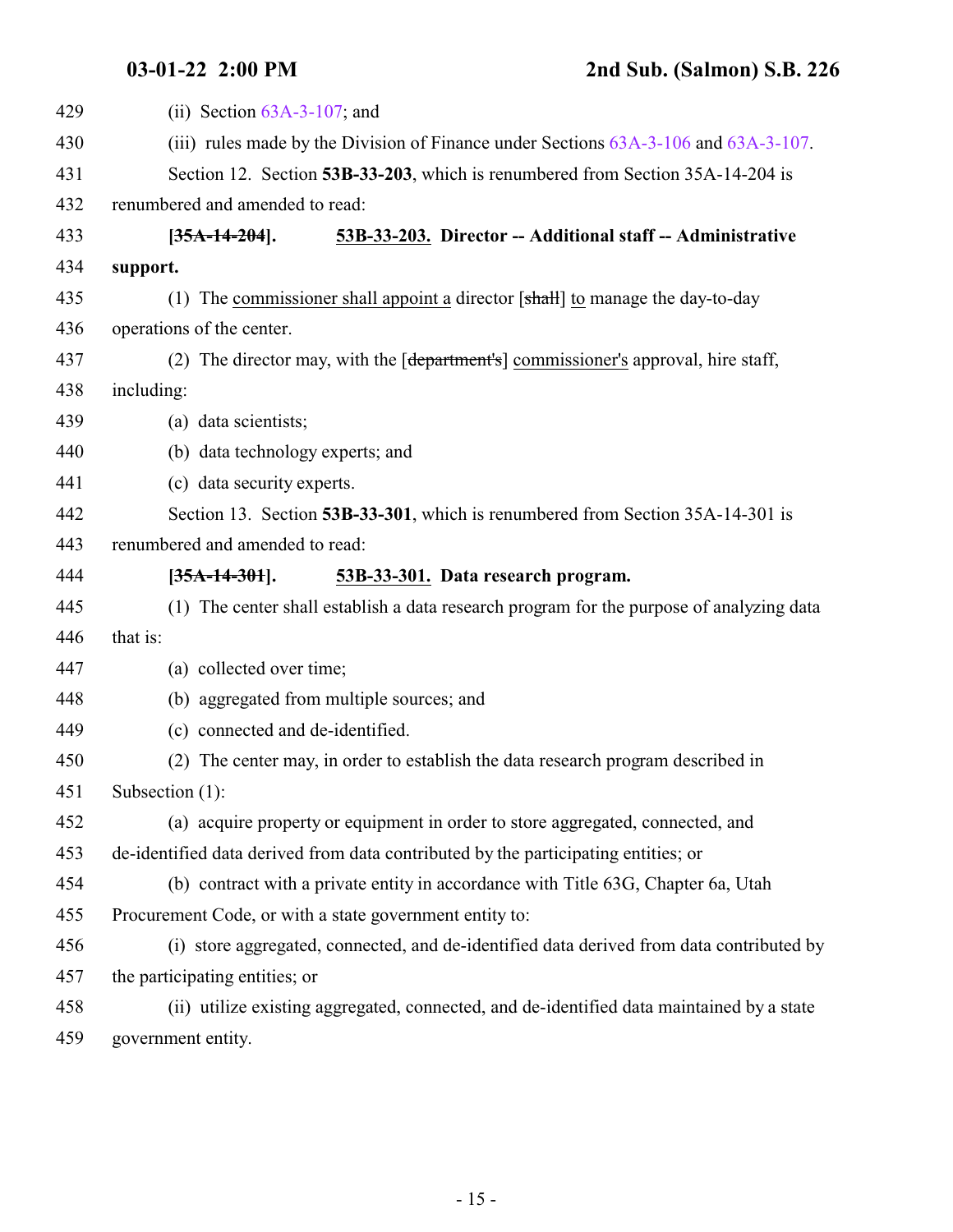(ii) Section 63A-3-107; and

(iii) rules made by the Division of Finance under Sections 63A-3-106 and 63A-3-107.

Section 12. Section **53B-33-203**, which is renumbered from Section 35A-14-204 is renumbered and amended to read:

**[~~35A-14-204~~]. 53B-33-203. Director -- Additional staff -- Administrative support.**

(1) The commissioner shall appoint a director [~~shall~~] to manage the day-to-day operations of the center.

(2) The director may, with the [~~department's~~] commissioner's approval, hire staff, including:

(a) data scientists;

(b) data technology experts; and

(c) data security experts.

Section 13. Section **53B-33-301**, which is renumbered from Section 35A-14-301 is renumbered and amended to read:

**[~~35A-14-301~~]. 53B-33-301. Data research program.**

(1) The center shall establish a data research program for the purpose of analyzing data that is:

(a) collected over time;

(b) aggregated from multiple sources; and

(c) connected and de-identified.

(2) The center may, in order to establish the data research program described in Subsection (1):

(a) acquire property or equipment in order to store aggregated, connected, and de-identified data derived from data contributed by the participating entities; or

(b) contract with a private entity in accordance with Title 63G, Chapter 6a, Utah Procurement Code, or with a state government entity to:

(i) store aggregated, connected, and de-identified data derived from data contributed by the participating entities; or

(ii) utilize existing aggregated, connected, and de-identified data maintained by a state government entity.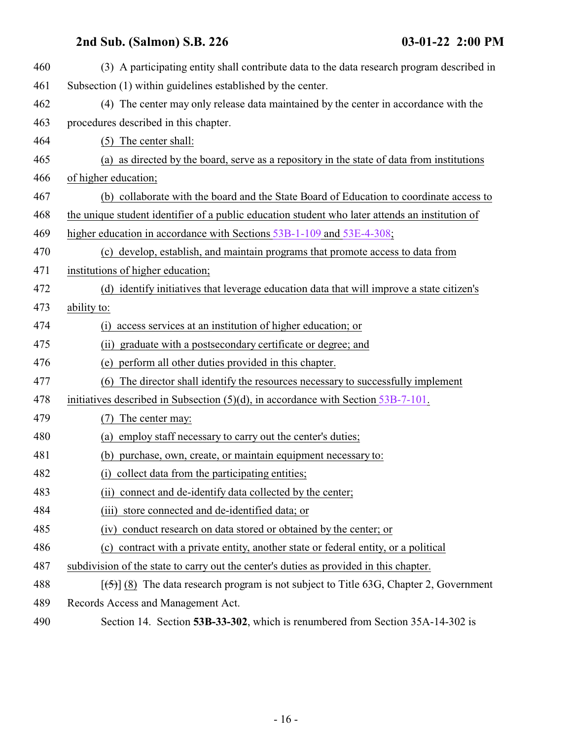460 (3) A participating entity shall contribute data to the data research program described in
461 Subsection (1) within guidelines established by the center.

462 (4) The center may only release data maintained by the center in accordance with the
463 procedures described in this chapter.

464 (5) The center shall:

465 (a) as directed by the board, serve as a repository in the state of data from institutions
466 of higher education;

467 (b) collaborate with the board and the State Board of Education to coordinate access to
468 the unique student identifier of a public education student who later attends an institution of
469 higher education in accordance with Sections 53B-1-109 and 53E-4-308;

470 (c) develop, establish, and maintain programs that promote access to data from
471 institutions of higher education;

472 (d) identify initiatives that leverage education data that will improve a state citizen's
473 ability to:

474 (i) access services at an institution of higher education; or

475 (ii) graduate with a postsecondary certificate or degree; and

476 (e) perform all other duties provided in this chapter.

477 (6) The director shall identify the resources necessary to successfully implement
478 initiatives described in Subsection (5)(d), in accordance with Section 53B-7-101.

479 (7) The center may:

480 (a) employ staff necessary to carry out the center's duties;

481 (b) purchase, own, create, or maintain equipment necessary to:

482 (i) collect data from the participating entities;

483 (ii) connect and de-identify data collected by the center;

484 (iii) store connected and de-identified data; or

485 (iv) conduct research on data stored or obtained by the center; or

486 (c) contract with a private entity, another state or federal entity, or a political
487 subdivision of the state to carry out the center's duties as provided in this chapter.

488 [~~(5)~~] (8) The data research program is not subject to Title 63G, Chapter 2, Government
489 Records Access and Management Act.

490 Section 14. Section **53B-33-302**, which is renumbered from Section 35A-14-302 is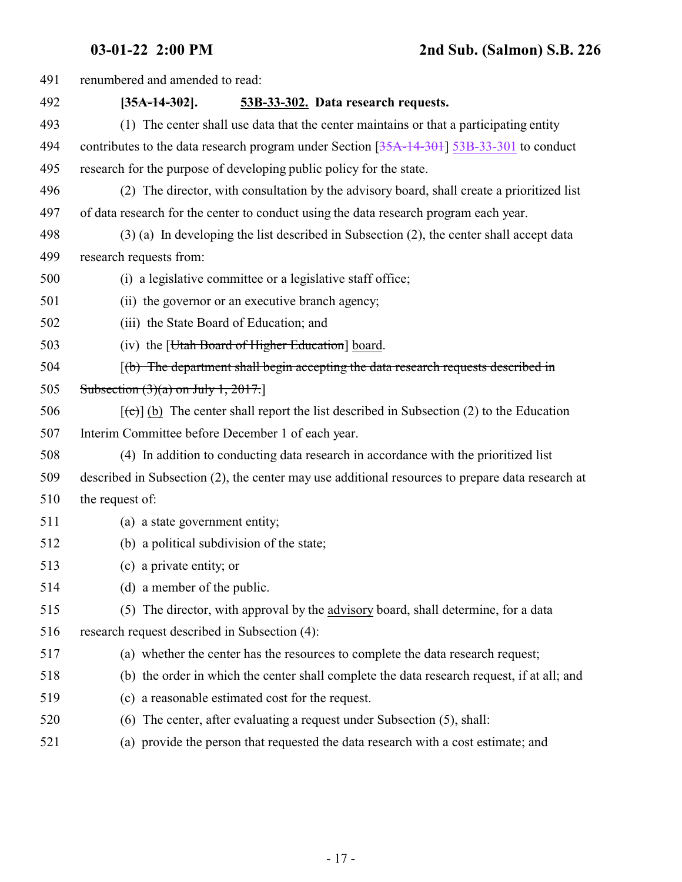491 renumbered and amended to read:

492 **[~~35A-14-302~~]. 53B-33-302. Data research requests.**

493 (1) The center shall use data that the center maintains or that a participating entity

494 contributes to the data research program under Section [~~35A-14-301~~] 53B-33-301 to conduct

495 research for the purpose of developing public policy for the state.

496 (2) The director, with consultation by the advisory board, shall create a prioritized list

497 of data research for the center to conduct using the data research program each year.

498 (3) (a) In developing the list described in Subsection (2), the center shall accept data

499 research requests from:

500 (i) a legislative committee or a legislative staff office;

501 (ii) the governor or an executive branch agency;

502 (iii) the State Board of Education; and

503 (iv) the [~~Utah Board of Higher Education~~] board.

504 [~~(b) The department shall begin accepting the data research requests described in~~

505 ~~Subsection (3)(a) on July 1, 2017.~~]

506 [~~(c)~~] (b) The center shall report the list described in Subsection (2) to the Education

507 Interim Committee before December 1 of each year.

508 (4) In addition to conducting data research in accordance with the prioritized list

509 described in Subsection (2), the center may use additional resources to prepare data research at

510 the request of:

511 (a) a state government entity;

512 (b) a political subdivision of the state;

513 (c) a private entity; or

514 (d) a member of the public.

515 (5) The director, with approval by the advisory board, shall determine, for a data

516 research request described in Subsection (4):

517 (a) whether the center has the resources to complete the data research request;

518 (b) the order in which the center shall complete the data research request, if at all; and

519 (c) a reasonable estimated cost for the request.

520 (6) The center, after evaluating a request under Subsection (5), shall:

521 (a) provide the person that requested the data research with a cost estimate; and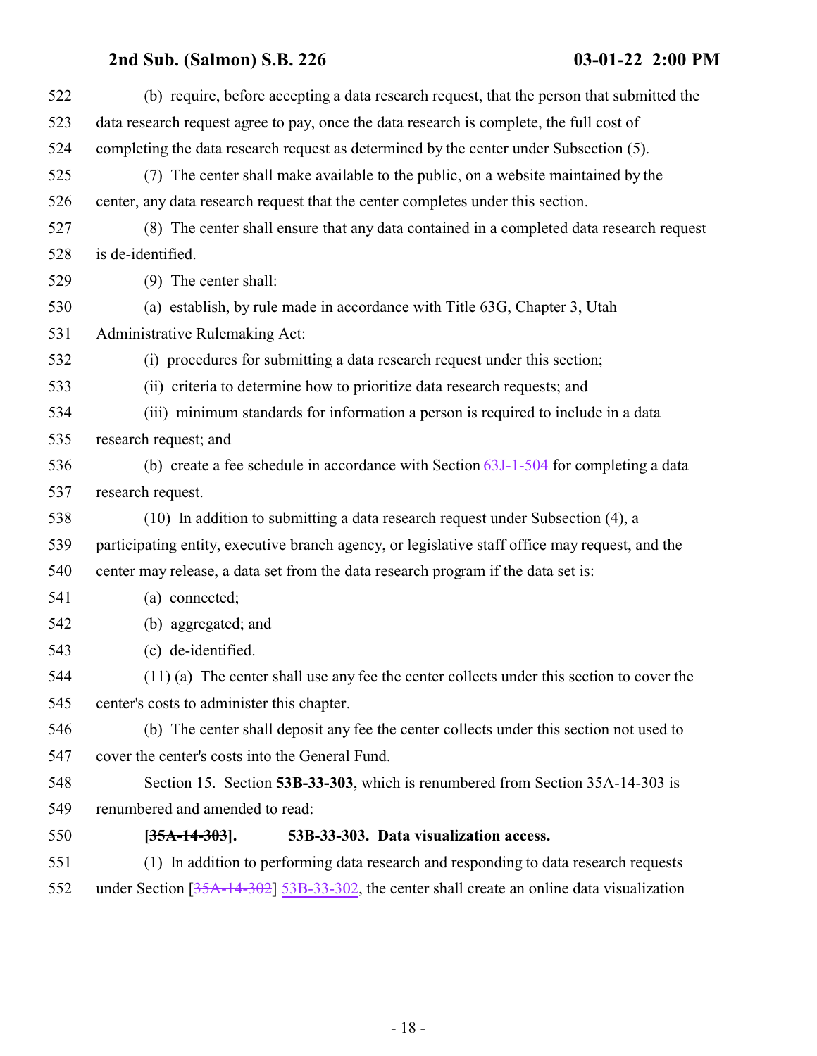(b) require, before accepting a data research request, that the person that submitted the data research request agree to pay, once the data research is complete, the full cost of completing the data research request as determined by the center under Subsection (5).

(7) The center shall make available to the public, on a website maintained by the center, any data research request that the center completes under this section.

(8) The center shall ensure that any data contained in a completed data research request is de-identified.

(9) The center shall:

(a) establish, by rule made in accordance with Title 63G, Chapter 3, Utah Administrative Rulemaking Act:

(i) procedures for submitting a data research request under this section;

(ii) criteria to determine how to prioritize data research requests; and

(iii) minimum standards for information a person is required to include in a data research request; and

(b) create a fee schedule in accordance with Section 63J-1-504 for completing a data research request.

(10) In addition to submitting a data research request under Subsection (4), a participating entity, executive branch agency, or legislative staff office may request, and the center may release, a data set from the data research program if the data set is:

(a) connected;

(b) aggregated; and

(c) de-identified.

(11) (a) The center shall use any fee the center collects under this section to cover the center's costs to administer this chapter.

(b) The center shall deposit any fee the center collects under this section not used to cover the center's costs into the General Fund.

Section 15. Section **53B-33-303**, which is renumbered from Section 35A-14-303 is renumbered and amended to read:

**[~~35A-14-303~~]. <u>53B-33-303.</u> Data visualization access.**

(1) In addition to performing data research and responding to data research requests under Section [~~35A-14-302~~] <u>53B-33-302</u>, the center shall create an online data visualization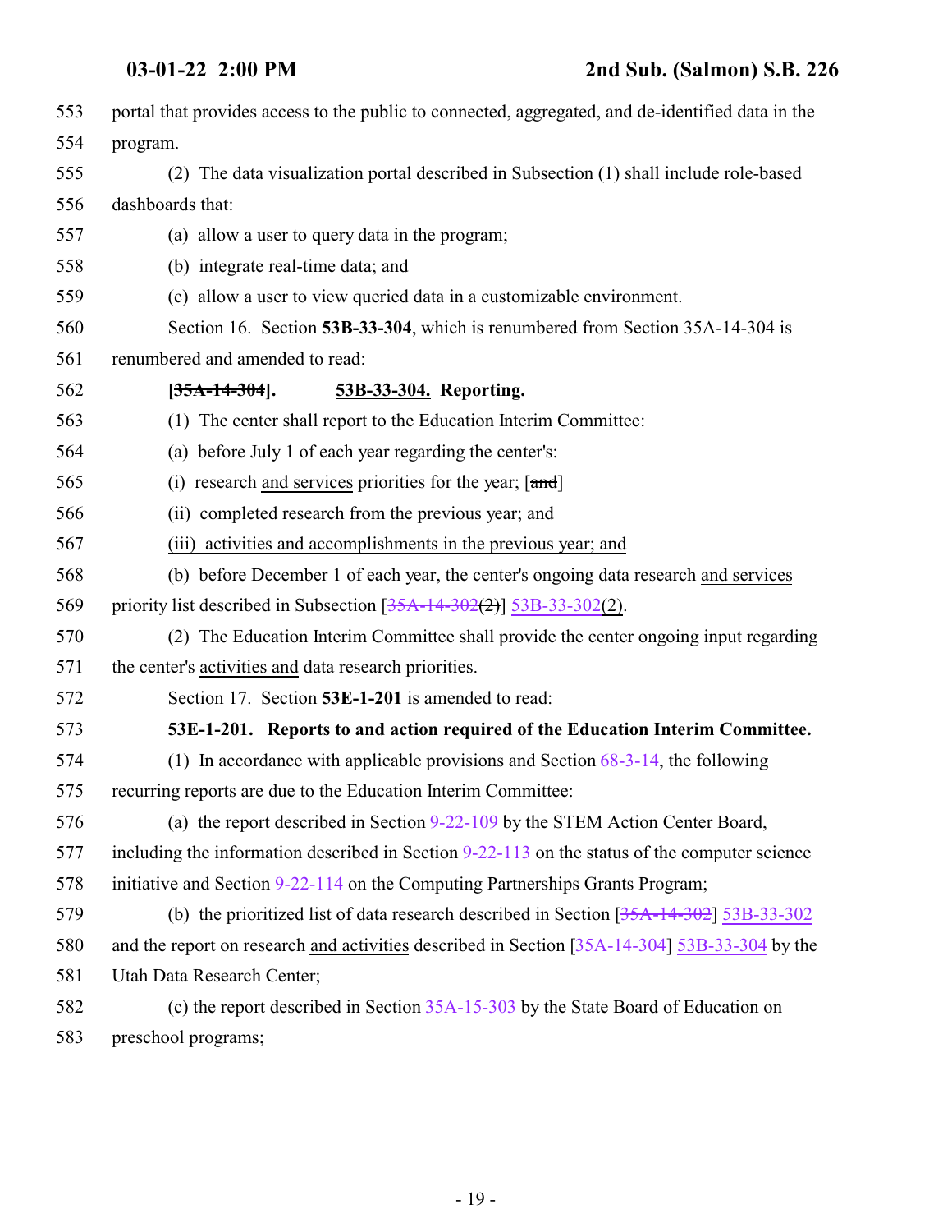portal that provides access to the public to connected, aggregated, and de-identified data in the program.

(2) The data visualization portal described in Subsection (1) shall include role-based dashboards that:

(a) allow a user to query data in the program;

(b) integrate real-time data; and

(c) allow a user to view queried data in a customizable environment.

Section 16. Section **53B-33-304**, which is renumbered from Section 35A-14-304 is renumbered and amended to read:

**[~~35A-14-304~~]. 53B-33-304. Reporting.**

(1) The center shall report to the Education Interim Committee:

(a) before July 1 of each year regarding the center's:

(i) research and services priorities for the year; [~~and~~]

(ii) completed research from the previous year; and

(iii) activities and accomplishments in the previous year; and

(b) before December 1 of each year, the center's ongoing data research and services priority list described in Subsection [~~35A-14-302(2)~~] 53B-33-302(2).

(2) The Education Interim Committee shall provide the center ongoing input regarding the center's activities and data research priorities.

Section 17. Section **53E-1-201** is amended to read:

**53E-1-201. Reports to and action required of the Education Interim Committee.**

(1) In accordance with applicable provisions and Section 68-3-14, the following recurring reports are due to the Education Interim Committee:

(a) the report described in Section 9-22-109 by the STEM Action Center Board, including the information described in Section 9-22-113 on the status of the computer science initiative and Section 9-22-114 on the Computing Partnerships Grants Program;

(b) the prioritized list of data research described in Section [~~35A-14-302~~] 53B-33-302 and the report on research and activities described in Section [~~35A-14-304~~] 53B-33-304 by the Utah Data Research Center;

(c) the report described in Section 35A-15-303 by the State Board of Education on preschool programs;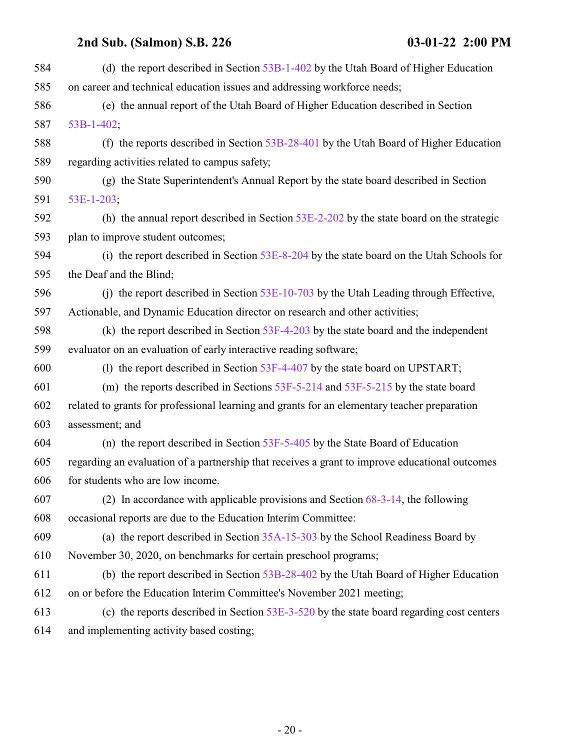(d) the report described in Section 53B-1-402 by the Utah Board of Higher Education on career and technical education issues and addressing workforce needs;

(e) the annual report of the Utah Board of Higher Education described in Section 53B-1-402;

(f) the reports described in Section 53B-28-401 by the Utah Board of Higher Education regarding activities related to campus safety;

(g) the State Superintendent's Annual Report by the state board described in Section 53E-1-203;

(h) the annual report described in Section 53E-2-202 by the state board on the strategic plan to improve student outcomes;

(i) the report described in Section 53E-8-204 by the state board on the Utah Schools for the Deaf and the Blind;

(j) the report described in Section 53E-10-703 by the Utah Leading through Effective, Actionable, and Dynamic Education director on research and other activities;

(k) the report described in Section 53F-4-203 by the state board and the independent evaluator on an evaluation of early interactive reading software;

(l) the report described in Section 53F-4-407 by the state board on UPSTART;

(m) the reports described in Sections 53F-5-214 and 53F-5-215 by the state board related to grants for professional learning and grants for an elementary teacher preparation assessment; and

(n) the report described in Section 53F-5-405 by the State Board of Education regarding an evaluation of a partnership that receives a grant to improve educational outcomes for students who are low income.

(2) In accordance with applicable provisions and Section 68-3-14, the following occasional reports are due to the Education Interim Committee:

(a) the report described in Section 35A-15-303 by the School Readiness Board by November 30, 2020, on benchmarks for certain preschool programs;

(b) the report described in Section 53B-28-402 by the Utah Board of Higher Education on or before the Education Interim Committee's November 2021 meeting;

(c) the reports described in Section 53E-3-520 by the state board regarding cost centers and implementing activity based costing;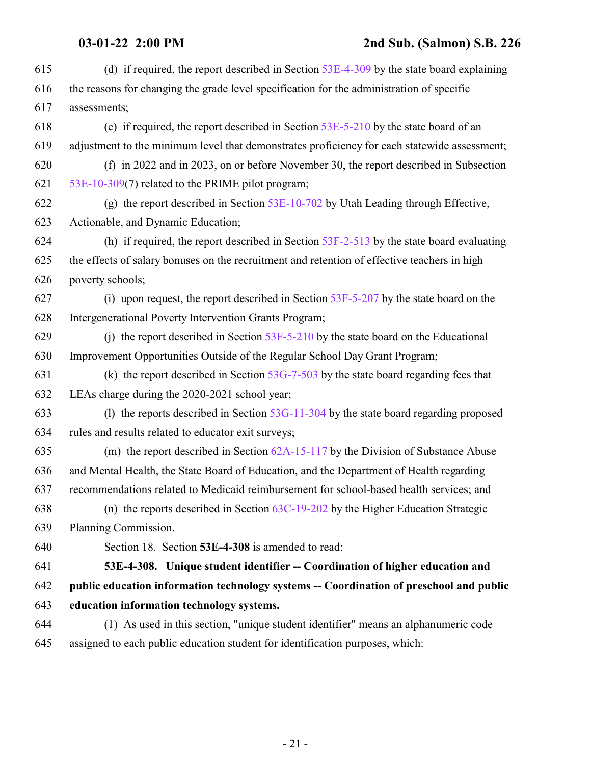(d) if required, the report described in Section 53E-4-309 by the state board explaining the reasons for changing the grade level specification for the administration of specific assessments;

(e) if required, the report described in Section 53E-5-210 by the state board of an adjustment to the minimum level that demonstrates proficiency for each statewide assessment;

(f) in 2022 and in 2023, on or before November 30, the report described in Subsection 53E-10-309(7) related to the PRIME pilot program;

(g) the report described in Section 53E-10-702 by Utah Leading through Effective, Actionable, and Dynamic Education;

(h) if required, the report described in Section 53F-2-513 by the state board evaluating the effects of salary bonuses on the recruitment and retention of effective teachers in high poverty schools;

(i) upon request, the report described in Section 53F-5-207 by the state board on the Intergenerational Poverty Intervention Grants Program;

(j) the report described in Section 53F-5-210 by the state board on the Educational Improvement Opportunities Outside of the Regular School Day Grant Program;

(k) the report described in Section 53G-7-503 by the state board regarding fees that LEAs charge during the 2020-2021 school year;

(l) the reports described in Section 53G-11-304 by the state board regarding proposed rules and results related to educator exit surveys;

(m) the report described in Section 62A-15-117 by the Division of Substance Abuse and Mental Health, the State Board of Education, and the Department of Health regarding recommendations related to Medicaid reimbursement for school-based health services; and

(n) the reports described in Section 63C-19-202 by the Higher Education Strategic Planning Commission.

Section 18. Section **53E-4-308** is amended to read:

**53E-4-308. Unique student identifier -- Coordination of higher education and public education information technology systems -- Coordination of preschool and public education information technology systems.**

(1) As used in this section, "unique student identifier" means an alphanumeric code assigned to each public education student for identification purposes, which: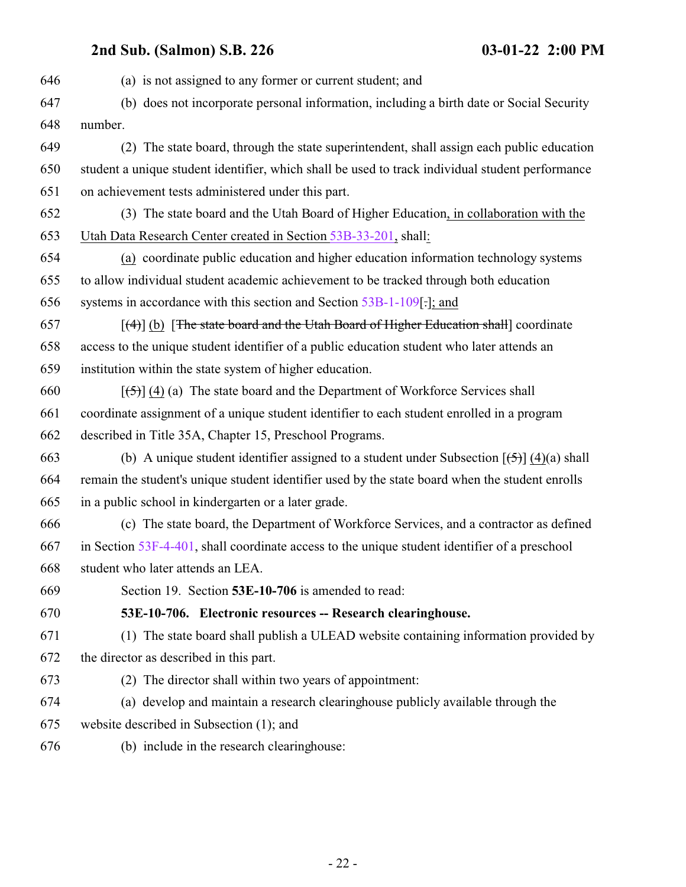646 (a) is not assigned to any former or current student; and

647 (b) does not incorporate personal information, including a birth date or Social Security

648 number.

649 (2) The state board, through the state superintendent, shall assign each public education

650 student a unique student identifier, which shall be used to track individual student performance

651 on achievement tests administered under this part.

652 (3) The state board and the Utah Board of Higher Education, in collaboration with the

653 Utah Data Research Center created in Section 53B-33-201, shall:

654 (a) coordinate public education and higher education information technology systems

655 to allow individual student academic achievement to be tracked through both education

656 systems in accordance with this section and Section 53B-1-109[.]; and

657 [(4)] (b) [~~The state board and the Utah Board of Higher Education shall~~] coordinate

658 access to the unique student identifier of a public education student who later attends an

659 institution within the state system of higher education.

660 [(5)] (4) (a) The state board and the Department of Workforce Services shall

661 coordinate assignment of a unique student identifier to each student enrolled in a program

662 described in Title 35A, Chapter 15, Preschool Programs.

663 (b) A unique student identifier assigned to a student under Subsection [(5)] (4)(a) shall

664 remain the student's unique student identifier used by the state board when the student enrolls

665 in a public school in kindergarten or a later grade.

666 (c) The state board, the Department of Workforce Services, and a contractor as defined

667 in Section 53F-4-401, shall coordinate access to the unique student identifier of a preschool

668 student who later attends an LEA.

669 Section 19. Section **53E-10-706** is amended to read:

670 **53E-10-706. Electronic resources -- Research clearinghouse.**

671 (1) The state board shall publish a ULEAD website containing information provided by

672 the director as described in this part.

673 (2) The director shall within two years of appointment:

674 (a) develop and maintain a research clearinghouse publicly available through the

675 website described in Subsection (1); and

676 (b) include in the research clearinghouse: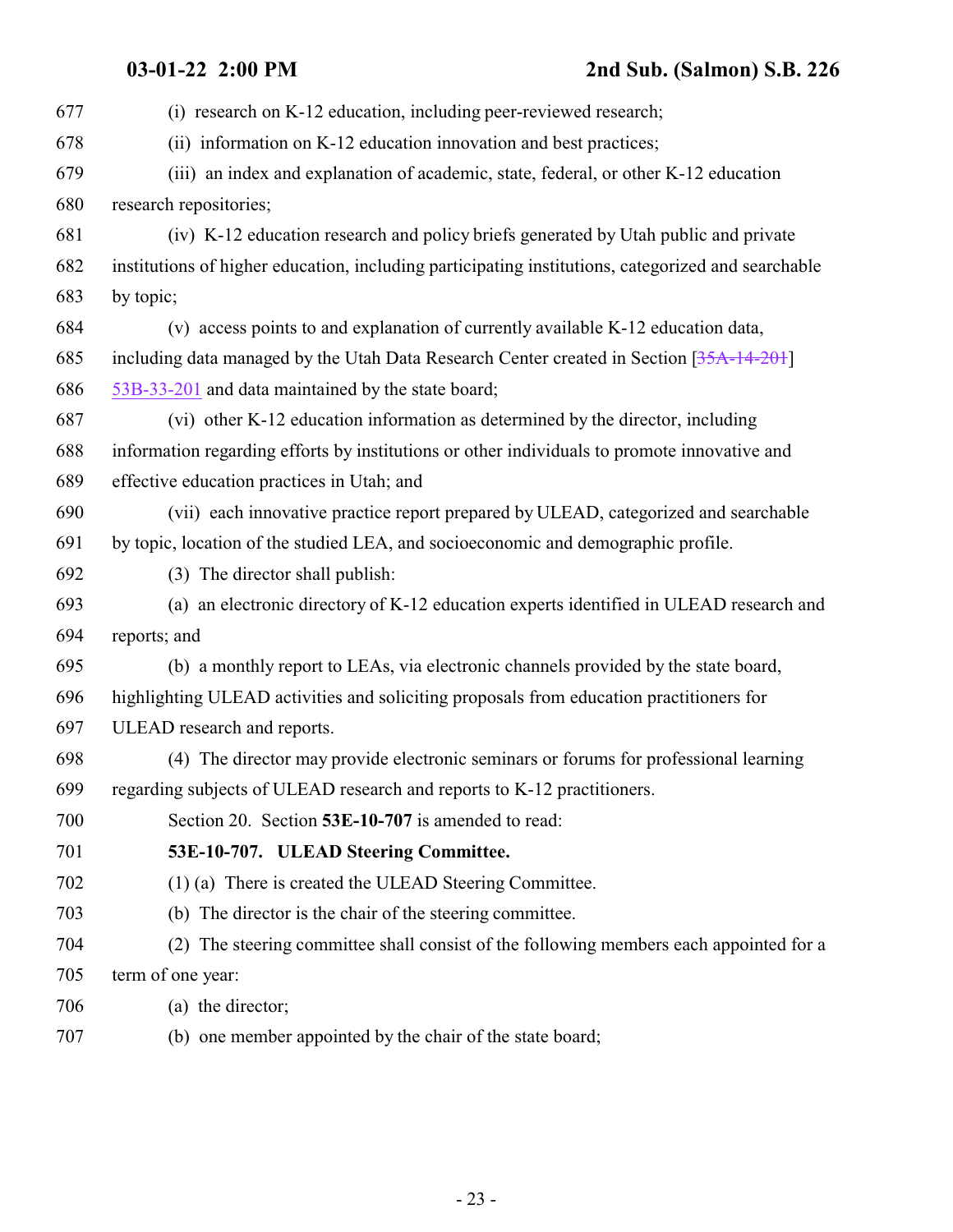(i) research on K-12 education, including peer-reviewed research;

(ii) information on K-12 education innovation and best practices;

(iii) an index and explanation of academic, state, federal, or other K-12 education research repositories;

(iv) K-12 education research and policy briefs generated by Utah public and private institutions of higher education, including participating institutions, categorized and searchable by topic;

(v) access points to and explanation of currently available K-12 education data, including data managed by the Utah Data Research Center created in Section [~~35A-14-201~~] 53B-33-201 and data maintained by the state board;

(vi) other K-12 education information as determined by the director, including information regarding efforts by institutions or other individuals to promote innovative and effective education practices in Utah; and

(vii) each innovative practice report prepared by ULEAD, categorized and searchable by topic, location of the studied LEA, and socioeconomic and demographic profile.

(3) The director shall publish:

(a) an electronic directory of K-12 education experts identified in ULEAD research and reports; and

(b) a monthly report to LEAs, via electronic channels provided by the state board, highlighting ULEAD activities and soliciting proposals from education practitioners for ULEAD research and reports.

(4) The director may provide electronic seminars or forums for professional learning regarding subjects of ULEAD research and reports to K-12 practitioners.

Section 20. Section **53E-10-707** is amended to read:

**53E-10-707. ULEAD Steering Committee.**

(1) (a) There is created the ULEAD Steering Committee.

(b) The director is the chair of the steering committee.

(2) The steering committee shall consist of the following members each appointed for a term of one year:

(a) the director;

(b) one member appointed by the chair of the state board;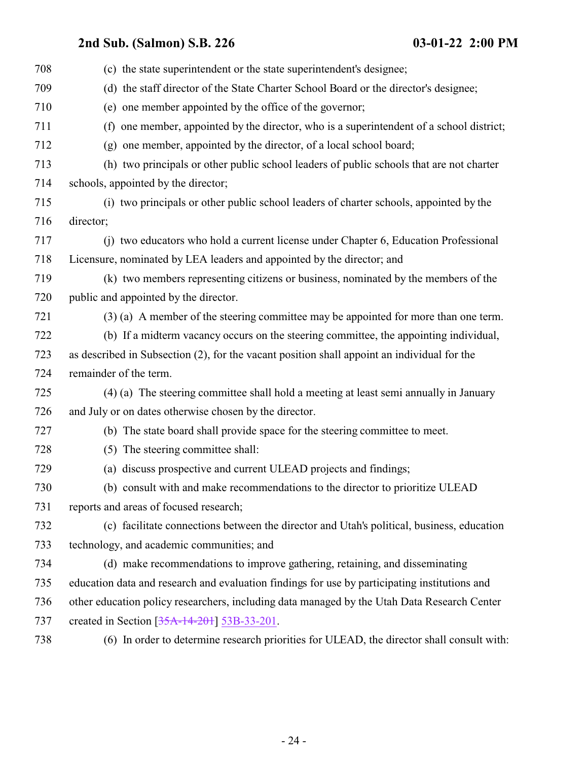(c) the state superintendent or the state superintendent's designee;

(d) the staff director of the State Charter School Board or the director's designee;

(e) one member appointed by the office of the governor;

(f) one member, appointed by the director, who is a superintendent of a school district;

(g) one member, appointed by the director, of a local school board;

(h) two principals or other public school leaders of public schools that are not charter schools, appointed by the director;

(i) two principals or other public school leaders of charter schools, appointed by the director;

(j) two educators who hold a current license under Chapter 6, Education Professional Licensure, nominated by LEA leaders and appointed by the director; and

(k) two members representing citizens or business, nominated by the members of the public and appointed by the director.

(3) (a) A member of the steering committee may be appointed for more than one term.

(b) If a midterm vacancy occurs on the steering committee, the appointing individual, as described in Subsection (2), for the vacant position shall appoint an individual for the remainder of the term.

(4) (a) The steering committee shall hold a meeting at least semi annually in January and July or on dates otherwise chosen by the director.

(b) The state board shall provide space for the steering committee to meet.

(5) The steering committee shall:

(a) discuss prospective and current ULEAD projects and findings;

(b) consult with and make recommendations to the director to prioritize ULEAD reports and areas of focused research;

(c) facilitate connections between the director and Utah's political, business, education technology, and academic communities; and

(d) make recommendations to improve gathering, retaining, and disseminating education data and research and evaluation findings for use by participating institutions and other education policy researchers, including data managed by the Utah Data Research Center created in Section [~~35A-14-201~~] 53B-33-201.

(6) In order to determine research priorities for ULEAD, the director shall consult with: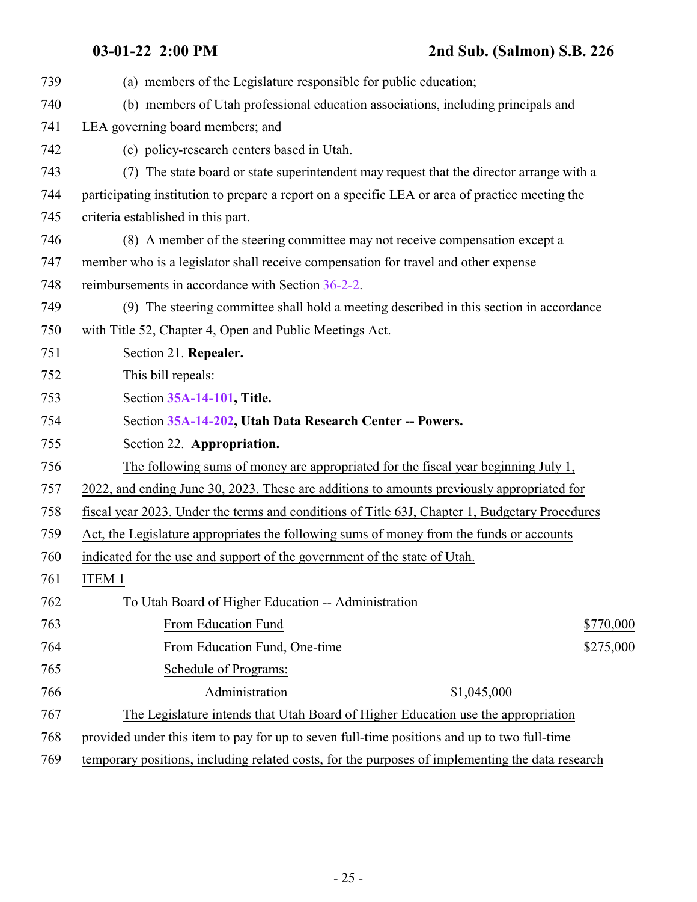(a) members of the Legislature responsible for public education;

(b) members of Utah professional education associations, including principals and LEA governing board members; and

(c) policy-research centers based in Utah.

(7) The state board or state superintendent may request that the director arrange with a participating institution to prepare a report on a specific LEA or area of practice meeting the criteria established in this part.

(8) A member of the steering committee may not receive compensation except a member who is a legislator shall receive compensation for travel and other expense reimbursements in accordance with Section 36-2-2.

(9) The steering committee shall hold a meeting described in this section in accordance with Title 52, Chapter 4, Open and Public Meetings Act.

Section 21. **Repealer.**

This bill repeals:

Section **35A-14-101, Title.**

Section **35A-14-202, Utah Data Research Center -- Powers.**

Section 22. **Appropriation.**

The following sums of money are appropriated for the fiscal year beginning July 1, 2022, and ending June 30, 2023. These are additions to amounts previously appropriated for fiscal year 2023. Under the terms and conditions of Title 63J, Chapter 1, Budgetary Procedures Act, the Legislature appropriates the following sums of money from the funds or accounts indicated for the use and support of the government of the state of Utah.

ITEM 1

To Utah Board of Higher Education -- Administration

| | | |
|---|---|---|
| From Education Fund | | $770,000 |
| From Education Fund, One-time | | $275,000 |
| Schedule of Programs: | | |
| Administration | $1,045,000 | |

The Legislature intends that Utah Board of Higher Education use the appropriation provided under this item to pay for up to seven full-time positions and up to two full-time temporary positions, including related costs, for the purposes of implementing the data research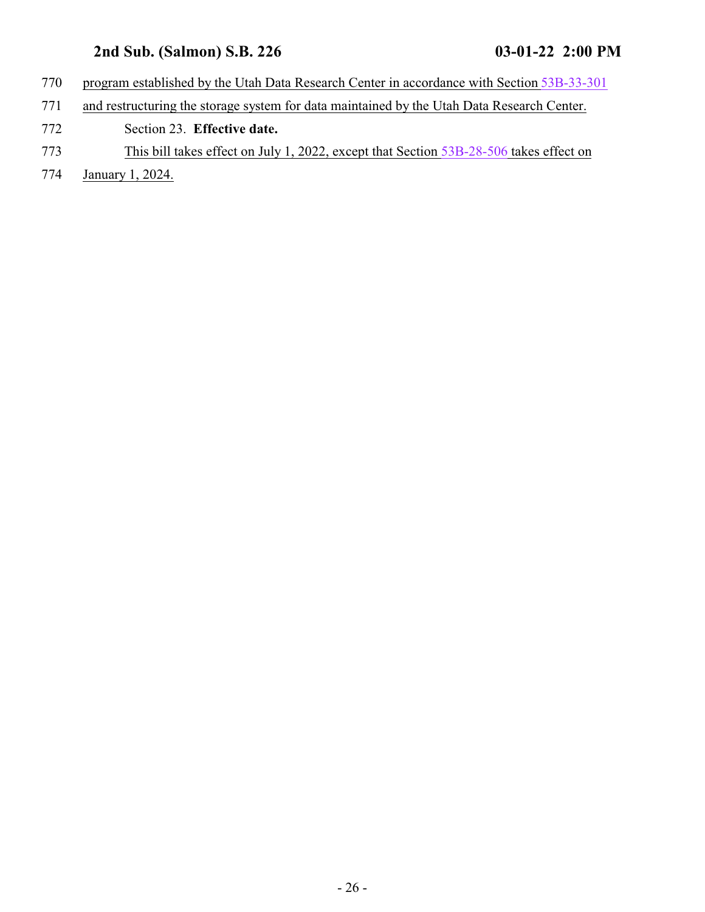770 program established by the Utah Data Research Center in accordance with Section 53B-33-301

771 and restructuring the storage system for data maintained by the Utah Data Research Center.

772 Section 23. **Effective date.**

773 This bill takes effect on July 1, 2022, except that Section 53B-28-506 takes effect on

774 January 1, 2024.